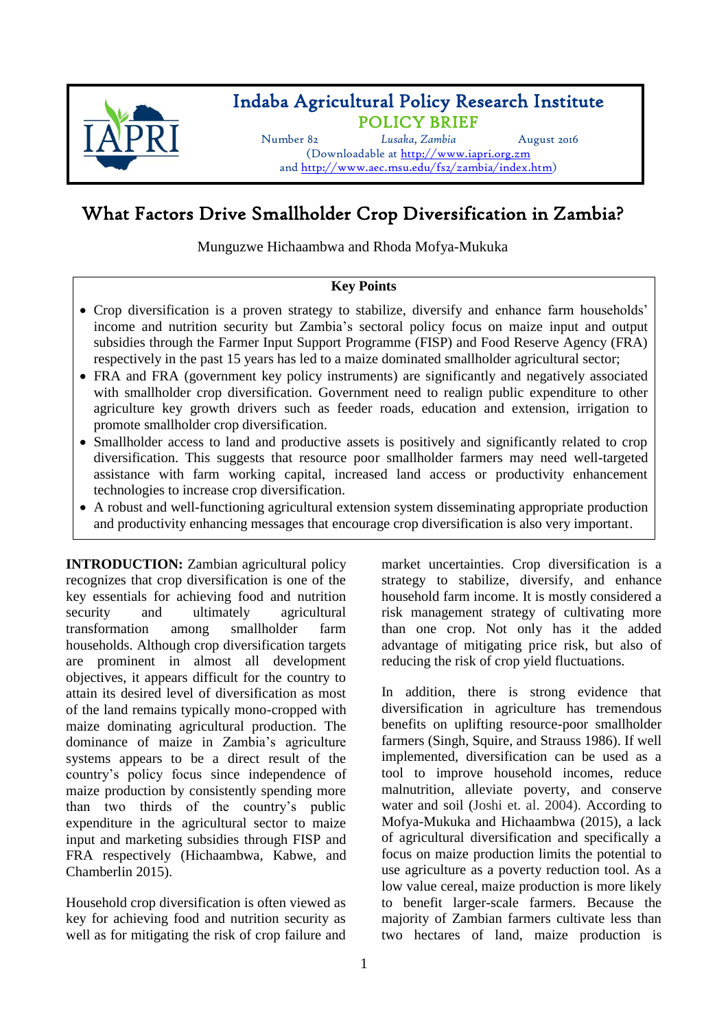# Indaba Agricultural Policy Research Institute

## POLICY BRIEF

Number 82 *Lusaka, Zambia* August 2016

(Downloadable at http://www.iapri.org.zm and http://www.aec.msu.edu/fs2/zambia/index.htm)

# What Factors Drive Smallholder Crop Diversification in Zambia?

Munguzwe Hichaambwa and Rhoda Mofya-Mukuka

**Key Points**

- Crop diversification is a proven strategy to stabilize, diversify and enhance farm households' income and nutrition security but Zambia's sectoral policy focus on maize input and output subsidies through the Farmer Input Support Programme (FISP) and Food Reserve Agency (FRA) respectively in the past 15 years has led to a maize dominated smallholder agricultural sector;
- FRA and FRA (government key policy instruments) are significantly and negatively associated with smallholder crop diversification. Government need to realign public expenditure to other agriculture key growth drivers such as feeder roads, education and extension, irrigation to promote smallholder crop diversification.
- Smallholder access to land and productive assets is positively and significantly related to crop diversification. This suggests that resource poor smallholder farmers may need well-targeted assistance with farm working capital, increased land access or productivity enhancement technologies to increase crop diversification.
- A robust and well-functioning agricultural extension system disseminating appropriate production and productivity enhancing messages that encourage crop diversification is also very important.

**INTRODUCTION:** Zambian agricultural policy recognizes that crop diversification is one of the key essentials for achieving food and nutrition security and ultimately agricultural transformation among smallholder farm households. Although crop diversification targets are prominent in almost all development objectives, it appears difficult for the country to attain its desired level of diversification as most of the land remains typically mono-cropped with maize dominating agricultural production. The dominance of maize in Zambia's agriculture systems appears to be a direct result of the country's policy focus since independence of maize production by consistently spending more than two thirds of the country's public expenditure in the agricultural sector to maize input and marketing subsidies through FISP and FRA respectively (Hichaambwa, Kabwe, and Chamberlin 2015).

Household crop diversification is often viewed as key for achieving food and nutrition security as well as for mitigating the risk of crop failure and market uncertainties. Crop diversification is a strategy to stabilize, diversify, and enhance household farm income. It is mostly considered a risk management strategy of cultivating more than one crop. Not only has it the added advantage of mitigating price risk, but also of reducing the risk of crop yield fluctuations.

In addition, there is strong evidence that diversification in agriculture has tremendous benefits on uplifting resource-poor smallholder farmers (Singh, Squire, and Strauss 1986). If well implemented, diversification can be used as a tool to improve household incomes, reduce malnutrition, alleviate poverty, and conserve water and soil (Joshi et. al. 2004). According to Mofya-Mukuka and Hichaambwa (2015), a lack of agricultural diversification and specifically a focus on maize production limits the potential to use agriculture as a poverty reduction tool. As a low value cereal, maize production is more likely to benefit larger-scale farmers. Because the majority of Zambian farmers cultivate less than two hectares of land, maize production is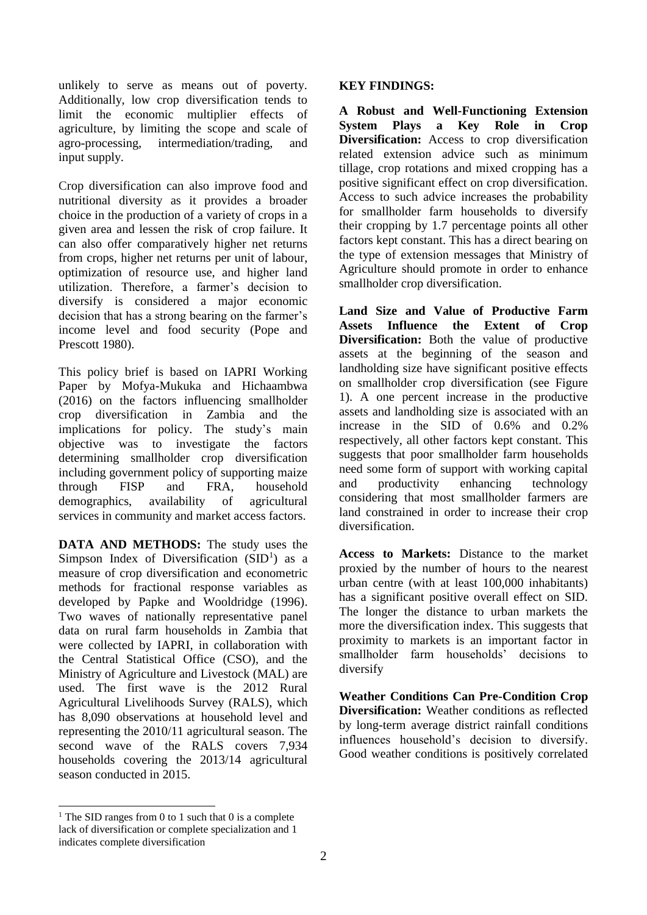unlikely to serve as means out of poverty. Additionally, low crop diversification tends to limit the economic multiplier effects of agriculture, by limiting the scope and scale of agro-processing, intermediation/trading, and input supply.

Crop diversification can also improve food and nutritional diversity as it provides a broader choice in the production of a variety of crops in a given area and lessen the risk of crop failure. It can also offer comparatively higher net returns from crops, higher net returns per unit of labour, optimization of resource use, and higher land utilization. Therefore, a farmer's decision to diversify is considered a major economic decision that has a strong bearing on the farmer's income level and food security (Pope and Prescott 1980).

This policy brief is based on IAPRI Working Paper by Mofya-Mukuka and Hichaambwa (2016) on the factors influencing smallholder crop diversification in Zambia and the implications for policy. The study's main objective was to investigate the factors determining smallholder crop diversification including government policy of supporting maize through FISP and FRA, household demographics, availability of agricultural services in community and market access factors.

**DATA AND METHODS:** The study uses the Simpson Index of Diversification (SID[1]) as a measure of crop diversification and econometric methods for fractional response variables as developed by Papke and Wooldridge (1996). Two waves of nationally representative panel data on rural farm households in Zambia that were collected by IAPRI, in collaboration with the Central Statistical Office (CSO), and the Ministry of Agriculture and Livestock (MAL) are used. The first wave is the 2012 Rural Agricultural Livelihoods Survey (RALS), which has 8,090 observations at household level and representing the 2010/11 agricultural season. The second wave of the RALS covers 7,934 households covering the 2013/14 agricultural season conducted in 2015.

**KEY FINDINGS:**

**A Robust and Well-Functioning Extension System Plays a Key Role in Crop Diversification:** Access to crop diversification related extension advice such as minimum tillage, crop rotations and mixed cropping has a positive significant effect on crop diversification. Access to such advice increases the probability for smallholder farm households to diversify their cropping by 1.7 percentage points all other factors kept constant. This has a direct bearing on the type of extension messages that Ministry of Agriculture should promote in order to enhance smallholder crop diversification.

**Land Size and Value of Productive Farm Assets Influence the Extent of Crop Diversification:** Both the value of productive assets at the beginning of the season and landholding size have significant positive effects on smallholder crop diversification (see Figure 1). A one percent increase in the productive assets and landholding size is associated with an increase in the SID of 0.6% and 0.2% respectively, all other factors kept constant. This suggests that poor smallholder farm households need some form of support with working capital and productivity enhancing technology considering that most smallholder farmers are land constrained in order to increase their crop diversification.

**Access to Markets:** Distance to the market proxied by the number of hours to the nearest urban centre (with at least 100,000 inhabitants) has a significant positive overall effect on SID. The longer the distance to urban markets the more the diversification index. This suggests that proximity to markets is an important factor in smallholder farm households' decisions to diversify

**Weather Conditions Can Pre-Condition Crop Diversification:** Weather conditions as reflected by long-term average district rainfall conditions influences household's decision to diversify. Good weather conditions is positively correlated

[1] The SID ranges from 0 to 1 such that 0 is a complete lack of diversification or complete specialization and 1 indicates complete diversification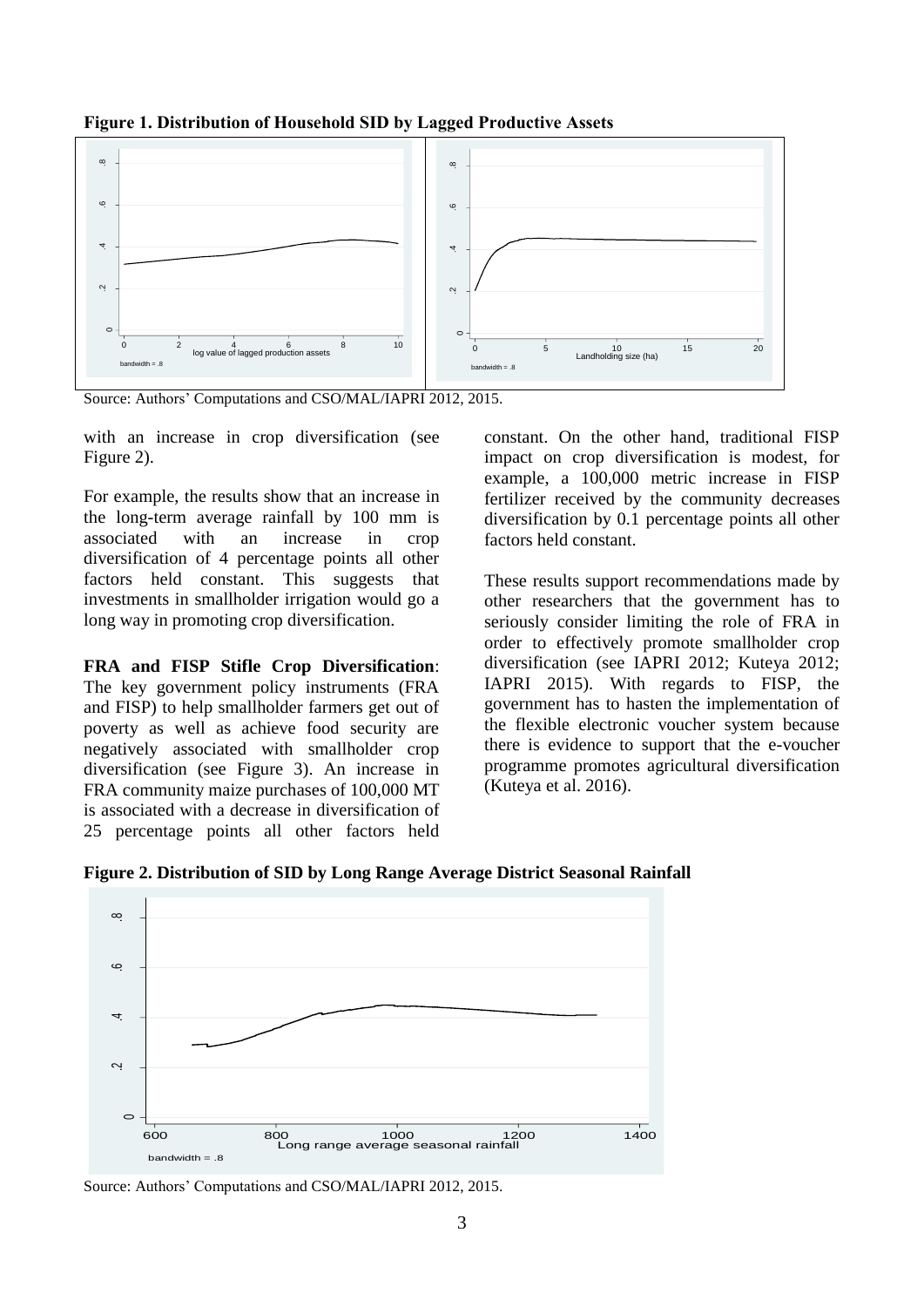**Figure 1. Distribution of Household SID by Lagged Productive Assets**

Source: Authors' Computations and CSO/MAL/IAPRI 2012, 2015.

with an increase in crop diversification (see Figure 2).

For example, the results show that an increase in the long-term average rainfall by 100 mm is associated with an increase in crop diversification of 4 percentage points all other factors held constant. This suggests that investments in smallholder irrigation would go a long way in promoting crop diversification.

**FRA and FISP Stifle Crop Diversification**: The key government policy instruments (FRA and FISP) to help smallholder farmers get out of poverty as well as achieve food security are negatively associated with smallholder crop diversification (see Figure 3). An increase in FRA community maize purchases of 100,000 MT is associated with a decrease in diversification of 25 percentage points all other factors held constant. On the other hand, traditional FISP impact on crop diversification is modest, for example, a 100,000 metric increase in FISP fertilizer received by the community decreases diversification by 0.1 percentage points all other factors held constant.

These results support recommendations made by other researchers that the government has to seriously consider limiting the role of FRA in order to effectively promote smallholder crop diversification (see IAPRI 2012; Kuteya 2012; IAPRI 2015). With regards to FISP, the government has to hasten the implementation of the flexible electronic voucher system because there is evidence to support that the e-voucher programme promotes agricultural diversification (Kuteya et al. 2016).

**Figure 2. Distribution of SID by Long Range Average District Seasonal Rainfall**

Source: Authors' Computations and CSO/MAL/IAPRI 2012, 2015.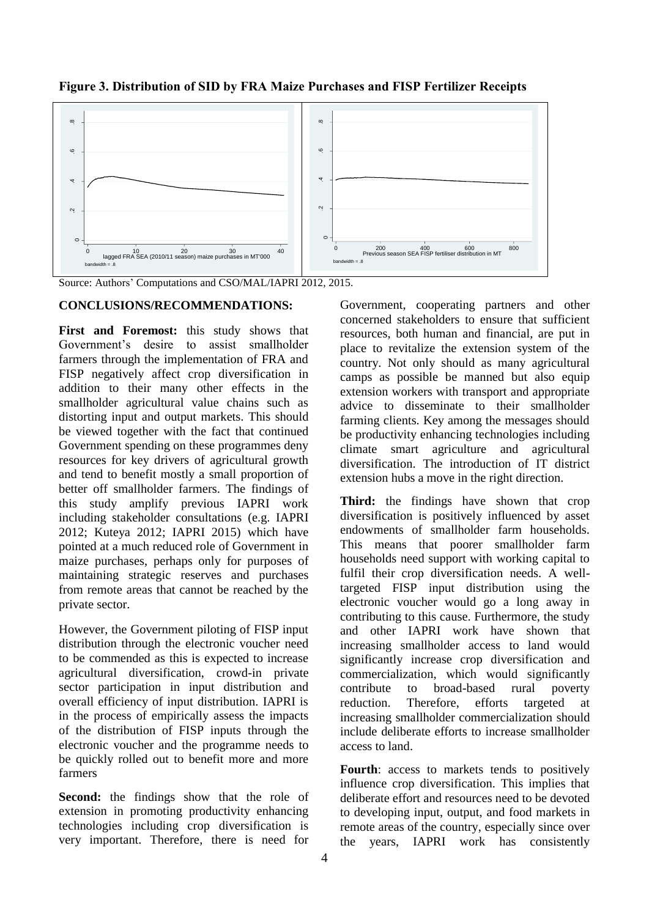**Figure 3. Distribution of SID by FRA Maize Purchases and FISP Fertilizer Receipts**

Source: Authors' Computations and CSO/MAL/IAPRI 2012, 2015.

## CONCLUSIONS/RECOMMENDATIONS:

**First and Foremost:** this study shows that Government's desire to assist smallholder farmers through the implementation of FRA and FISP negatively affect crop diversification in addition to their many other effects in the smallholder agricultural value chains such as distorting input and output markets. This should be viewed together with the fact that continued Government spending on these programmes deny resources for key drivers of agricultural growth and tend to benefit mostly a small proportion of better off smallholder farmers. The findings of this study amplify previous IAPRI work including stakeholder consultations (e.g. IAPRI 2012; Kuteya 2012; IAPRI 2015) which have pointed at a much reduced role of Government in maize purchases, perhaps only for purposes of maintaining strategic reserves and purchases from remote areas that cannot be reached by the private sector.

However, the Government piloting of FISP input distribution through the electronic voucher need to be commended as this is expected to increase agricultural diversification, crowd-in private sector participation in input distribution and overall efficiency of input distribution. IAPRI is in the process of empirically assess the impacts of the distribution of FISP inputs through the electronic voucher and the programme needs to be quickly rolled out to benefit more and more farmers

**Second:** the findings show that the role of extension in promoting productivity enhancing technologies including crop diversification is very important. Therefore, there is need for Government, cooperating partners and other concerned stakeholders to ensure that sufficient resources, both human and financial, are put in place to revitalize the extension system of the country. Not only should as many agricultural camps as possible be manned but also equip extension workers with transport and appropriate advice to disseminate to their smallholder farming clients. Key among the messages should be productivity enhancing technologies including climate smart agriculture and agricultural diversification. The introduction of IT district extension hubs a move in the right direction.

**Third:** the findings have shown that crop diversification is positively influenced by asset endowments of smallholder farm households. This means that poorer smallholder farm households need support with working capital to fulfil their crop diversification needs. A well-targeted FISP input distribution using the electronic voucher would go a long away in contributing to this cause. Furthermore, the study and other IAPRI work have shown that increasing smallholder access to land would significantly increase crop diversification and commercialization, which would significantly contribute to broad-based rural poverty reduction. Therefore, efforts targeted at increasing smallholder commercialization should include deliberate efforts to increase smallholder access to land.

**Fourth**: access to markets tends to positively influence crop diversification. This implies that deliberate effort and resources need to be devoted to developing input, output, and food markets in remote areas of the country, especially since over the years, IAPRI work has consistently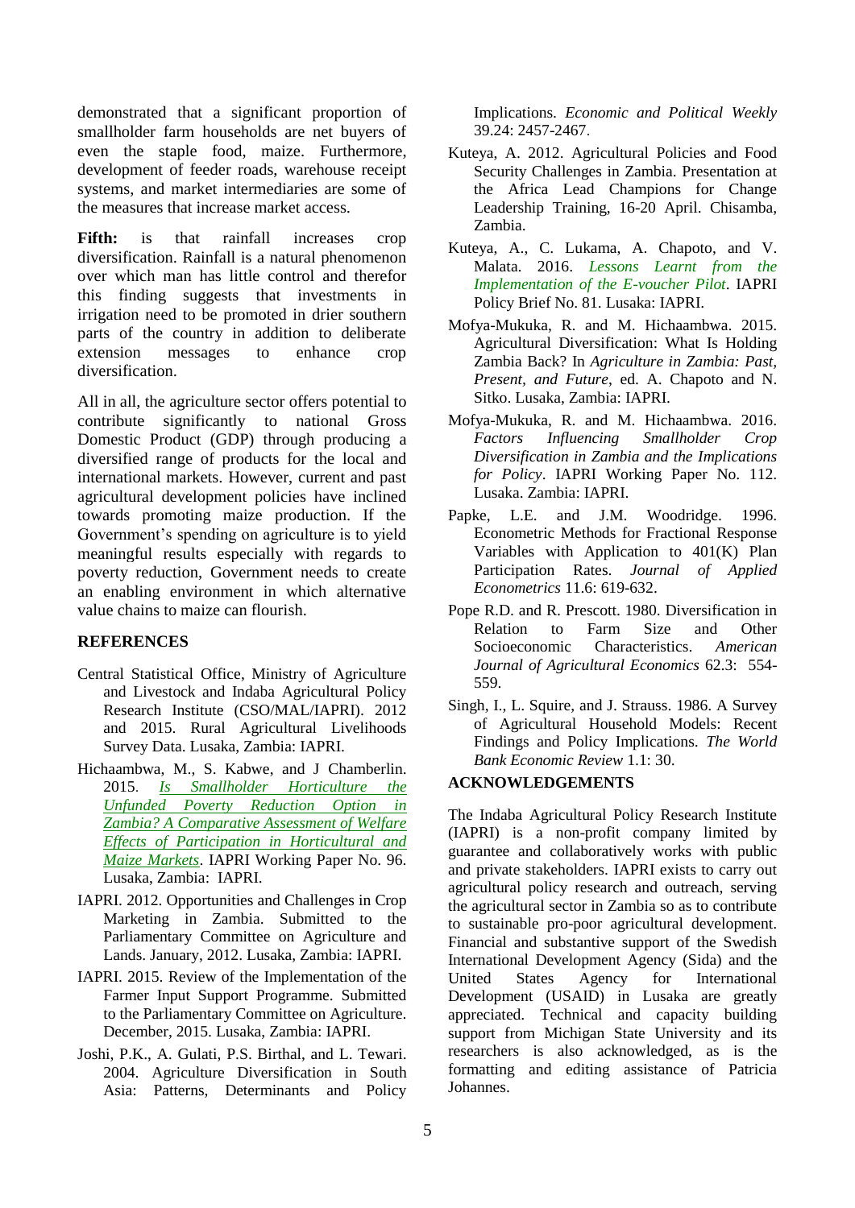demonstrated that a significant proportion of smallholder farm households are net buyers of even the staple food, maize. Furthermore, development of feeder roads, warehouse receipt systems, and market intermediaries are some of the measures that increase market access.

**Fifth:** is that rainfall increases crop diversification. Rainfall is a natural phenomenon over which man has little control and therefor this finding suggests that investments in irrigation need to be promoted in drier southern parts of the country in addition to deliberate extension messages to enhance crop diversification.

All in all, the agriculture sector offers potential to contribute significantly to national Gross Domestic Product (GDP) through producing a diversified range of products for the local and international markets. However, current and past agricultural development policies have inclined towards promoting maize production. If the Government's spending on agriculture is to yield meaningful results especially with regards to poverty reduction, Government needs to create an enabling environment in which alternative value chains to maize can flourish.

## REFERENCES

Central Statistical Office, Ministry of Agriculture and Livestock and Indaba Agricultural Policy Research Institute (CSO/MAL/IAPRI). 2012 and 2015. Rural Agricultural Livelihoods Survey Data. Lusaka, Zambia: IAPRI.

Hichaambwa, M., S. Kabwe, and J Chamberlin. 2015. *Is Smallholder Horticulture the Unfunded Poverty Reduction Option in Zambia? A Comparative Assessment of Welfare Effects of Participation in Horticultural and Maize Markets*. IAPRI Working Paper No. 96. Lusaka, Zambia: IAPRI.

IAPRI. 2012. Opportunities and Challenges in Crop Marketing in Zambia. Submitted to the Parliamentary Committee on Agriculture and Lands. January, 2012. Lusaka, Zambia: IAPRI.

IAPRI. 2015. Review of the Implementation of the Farmer Input Support Programme. Submitted to the Parliamentary Committee on Agriculture. December, 2015. Lusaka, Zambia: IAPRI.

Joshi, P.K., A. Gulati, P.S. Birthal, and L. Tewari. 2004. Agriculture Diversification in South Asia: Patterns, Determinants and Policy Implications. *Economic and Political Weekly* 39.24: 2457-2467.

Kuteya, A. 2012. Agricultural Policies and Food Security Challenges in Zambia. Presentation at the Africa Lead Champions for Change Leadership Training, 16-20 April. Chisamba, Zambia.

Kuteya, A., C. Lukama, A. Chapoto, and V. Malata. 2016. *Lessons Learnt from the Implementation of the E-voucher Pilot*. IAPRI Policy Brief No. 81. Lusaka: IAPRI.

Mofya-Mukuka, R. and M. Hichaambwa. 2015. Agricultural Diversification: What Is Holding Zambia Back? In *Agriculture in Zambia: Past, Present, and Future*, ed. A. Chapoto and N. Sitko. Lusaka, Zambia: IAPRI.

Mofya-Mukuka, R. and M. Hichaambwa. 2016. *Factors Influencing Smallholder Crop Diversification in Zambia and the Implications for Policy*. IAPRI Working Paper No. 112. Lusaka. Zambia: IAPRI.

Papke, L.E. and J.M. Woodridge. 1996. Econometric Methods for Fractional Response Variables with Application to 401(K) Plan Participation Rates. *Journal of Applied Econometrics* 11.6: 619-632.

Pope R.D. and R. Prescott. 1980. Diversification in Relation to Farm Size and Other Socioeconomic Characteristics. *American Journal of Agricultural Economics* 62.3: 554-559.

Singh, I., L. Squire, and J. Strauss. 1986. A Survey of Agricultural Household Models: Recent Findings and Policy Implications. *The World Bank Economic Review* 1.1: 30.

## ACKNOWLEDGEMENTS

The Indaba Agricultural Policy Research Institute (IAPRI) is a non-profit company limited by guarantee and collaboratively works with public and private stakeholders. IAPRI exists to carry out agricultural policy research and outreach, serving the agricultural sector in Zambia so as to contribute to sustainable pro-poor agricultural development. Financial and substantive support of the Swedish International Development Agency (Sida) and the United States Agency for International Development (USAID) in Lusaka are greatly appreciated. Technical and capacity building support from Michigan State University and its researchers is also acknowledged, as is the formatting and editing assistance of Patricia Johannes.